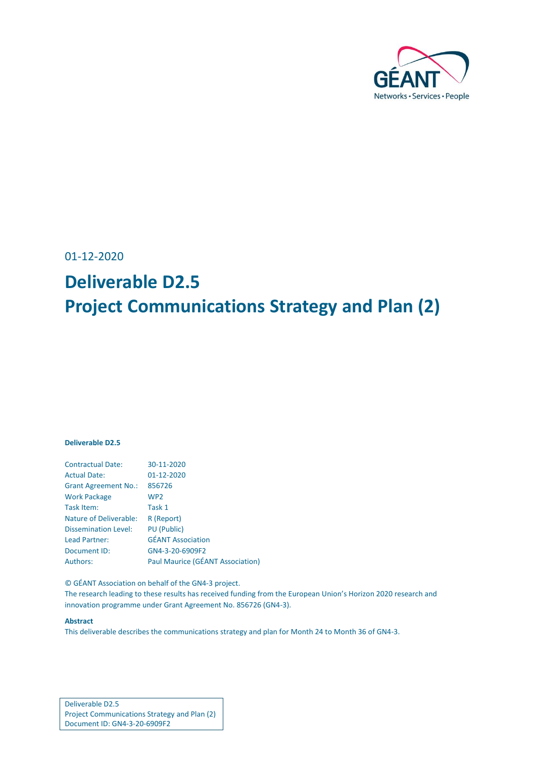01-12-2020

# Deliverable D2.5
# Project Communications Strategy and Plan (2)

**Deliverable D2.5**

| | |
|---|---|
| Contractual Date: | 30-11-2020 |
| Actual Date: | 01-12-2020 |
| Grant Agreement No.: | 856726 |
| Work Package | WP2 |
| Task Item: | Task 1 |
| Nature of Deliverable: | R (Report) |
| Dissemination Level: | PU (Public) |
| Lead Partner: | GÉANT Association |
| Document ID: | GN4-3-20-6909F2 |
| Authors: | Paul Maurice (GÉANT Association) |

© GÉANT Association on behalf of the GN4-3 project.
The research leading to these results has received funding from the European Union's Horizon 2020 research and innovation programme under Grant Agreement No. 856726 (GN4-3).

**Abstract**
This deliverable describes the communications strategy and plan for Month 24 to Month 36 of GN4-3.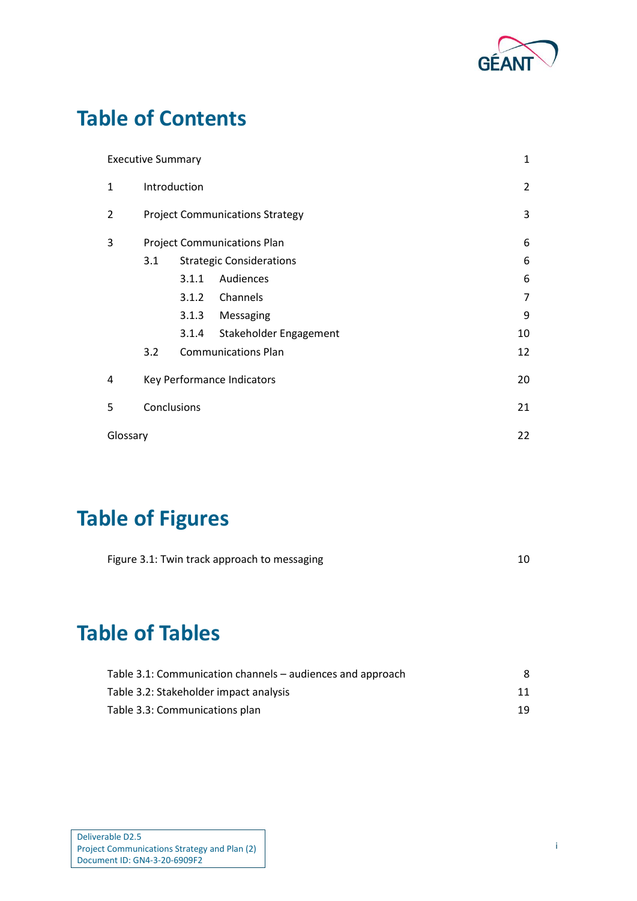# Table of Contents

| | | |
|---|---|---|
| Executive Summary | | 1 |
| 1 | Introduction | 2 |
| 2 | Project Communications Strategy | 3 |
| 3 | Project Communications Plan | 6 |
| | 3.1 Strategic Considerations | 6 |
| | 3.1.1 Audiences | 6 |
| | 3.1.2 Channels | 7 |
| | 3.1.3 Messaging | 9 |
| | 3.1.4 Stakeholder Engagement | 10 |
| | 3.2 Communications Plan | 12 |
| 4 | Key Performance Indicators | 20 |
| 5 | Conclusions | 21 |
| Glossary | | 22 |

# Table of Figures

| | |
|---|---|
| Figure 3.1: Twin track approach to messaging | 10 |

# Table of Tables

| | |
|---|---|
| Table 3.1: Communication channels – audiences and approach | 8 |
| Table 3.2: Stakeholder impact analysis | 11 |
| Table 3.3: Communications plan | 19 |

Deliverable D2.5
Project Communications Strategy and Plan (2)
Document ID: GN4-3-20-6909F2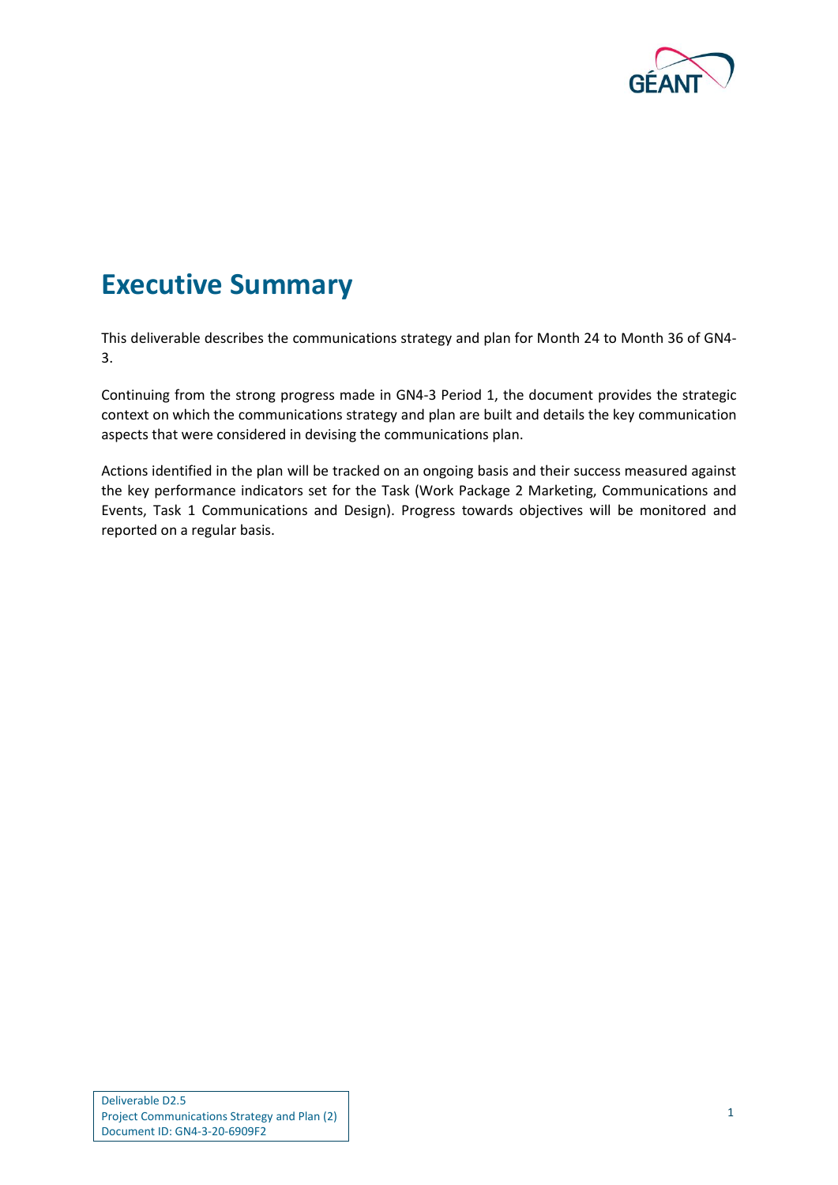# Executive Summary

This deliverable describes the communications strategy and plan for Month 24 to Month 36 of GN4-3.

Continuing from the strong progress made in GN4-3 Period 1, the document provides the strategic context on which the communications strategy and plan are built and details the key communication aspects that were considered in devising the communications plan.

Actions identified in the plan will be tracked on an ongoing basis and their success measured against the key performance indicators set for the Task (Work Package 2 Marketing, Communications and Events, Task 1 Communications and Design). Progress towards objectives will be monitored and reported on a regular basis.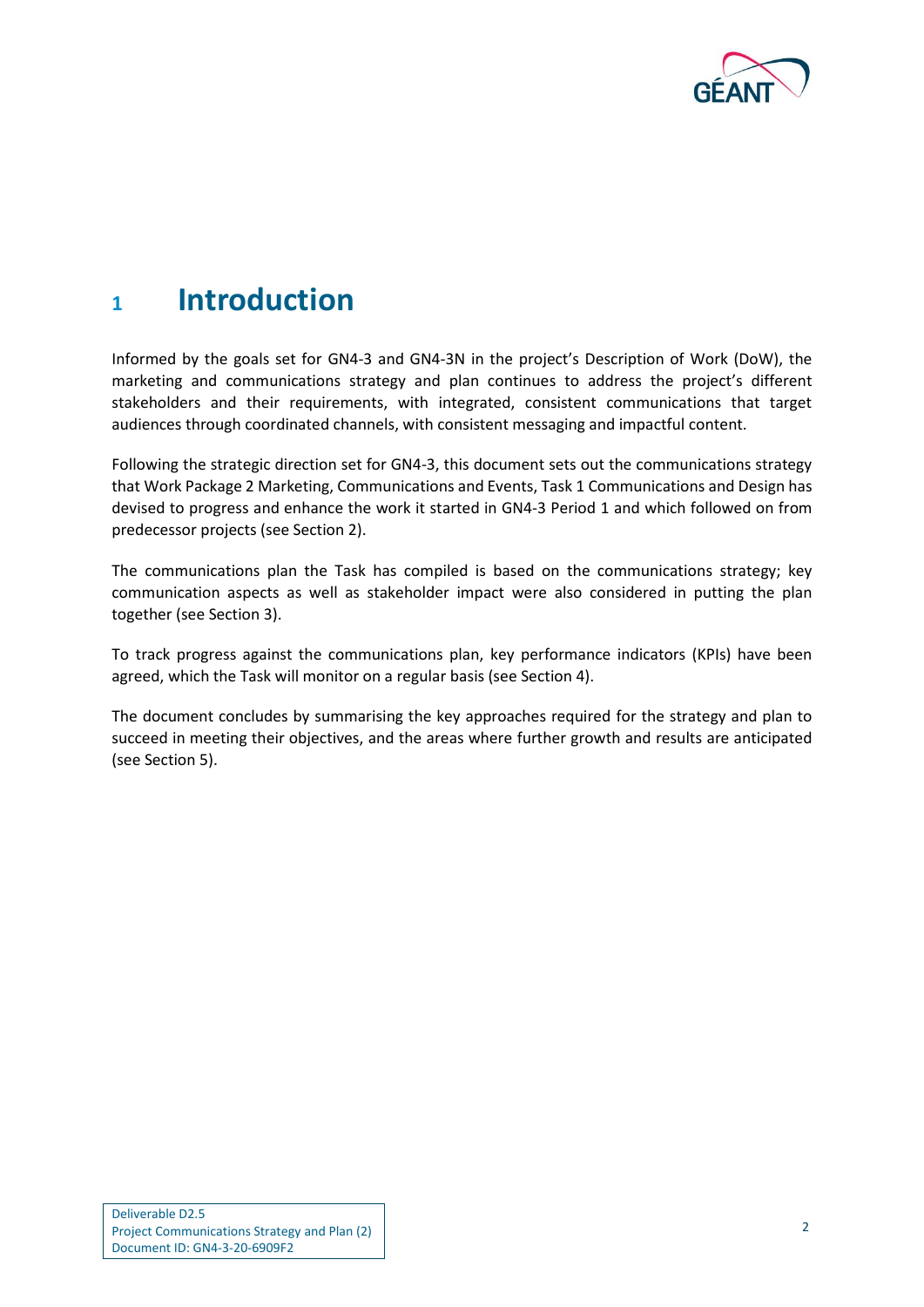# 1 Introduction

Informed by the goals set for GN4-3 and GN4-3N in the project's Description of Work (DoW), the marketing and communications strategy and plan continues to address the project's different stakeholders and their requirements, with integrated, consistent communications that target audiences through coordinated channels, with consistent messaging and impactful content.

Following the strategic direction set for GN4-3, this document sets out the communications strategy that Work Package 2 Marketing, Communications and Events, Task 1 Communications and Design has devised to progress and enhance the work it started in GN4-3 Period 1 and which followed on from predecessor projects (see Section 2).

The communications plan the Task has compiled is based on the communications strategy; key communication aspects as well as stakeholder impact were also considered in putting the plan together (see Section 3).

To track progress against the communications plan, key performance indicators (KPIs) have been agreed, which the Task will monitor on a regular basis (see Section 4).

The document concludes by summarising the key approaches required for the strategy and plan to succeed in meeting their objectives, and the areas where further growth and results are anticipated (see Section 5).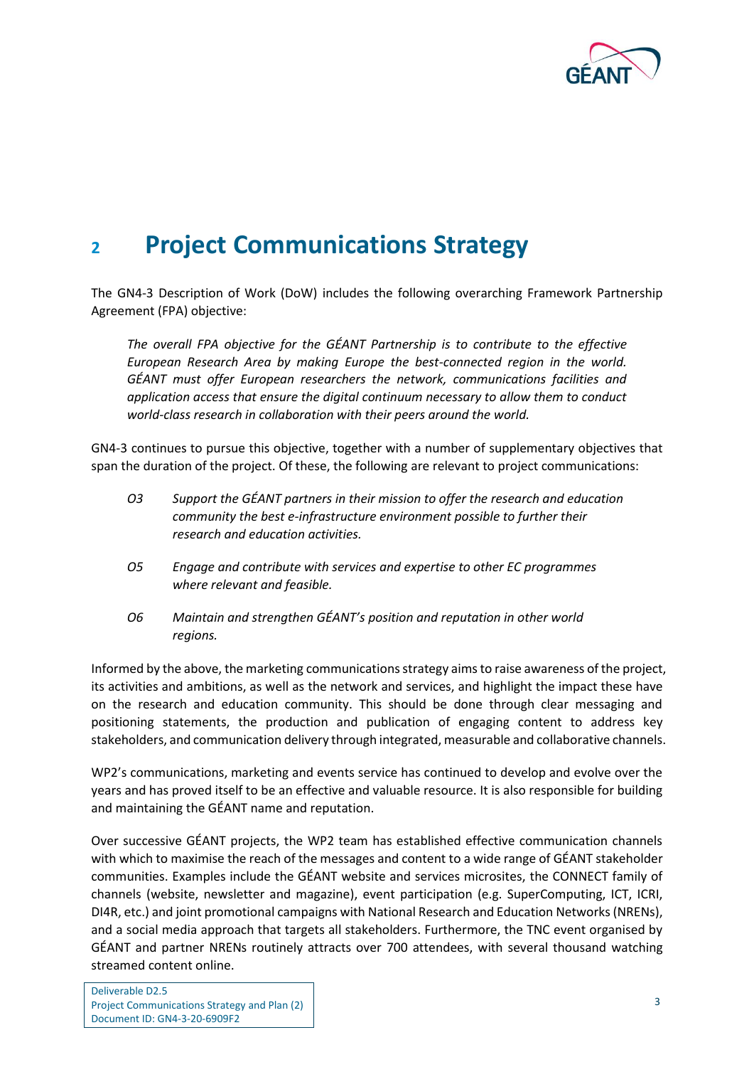# 2 Project Communications Strategy

The GN4-3 Description of Work (DoW) includes the following overarching Framework Partnership Agreement (FPA) objective:

> *The overall FPA objective for the GÉANT Partnership is to contribute to the effective European Research Area by making Europe the best-connected region in the world. GÉANT must offer European researchers the network, communications facilities and application access that ensure the digital continuum necessary to allow them to conduct world-class research in collaboration with their peers around the world.*

GN4-3 continues to pursue this objective, together with a number of supplementary objectives that span the duration of the project. Of these, the following are relevant to project communications:

- *O3* *Support the GÉANT partners in their mission to offer the research and education community the best e-infrastructure environment possible to further their research and education activities.*
- *O5* *Engage and contribute with services and expertise to other EC programmes where relevant and feasible.*
- *O6* *Maintain and strengthen GÉANT's position and reputation in other world regions.*

Informed by the above, the marketing communications strategy aims to raise awareness of the project, its activities and ambitions, as well as the network and services, and highlight the impact these have on the research and education community. This should be done through clear messaging and positioning statements, the production and publication of engaging content to address key stakeholders, and communication delivery through integrated, measurable and collaborative channels.

WP2's communications, marketing and events service has continued to develop and evolve over the years and has proved itself to be an effective and valuable resource. It is also responsible for building and maintaining the GÉANT name and reputation.

Over successive GÉANT projects, the WP2 team has established effective communication channels with which to maximise the reach of the messages and content to a wide range of GÉANT stakeholder communities. Examples include the GÉANT website and services microsites, the CONNECT family of channels (website, newsletter and magazine), event participation (e.g. SuperComputing, ICT, ICRI, DI4R, etc.) and joint promotional campaigns with National Research and Education Networks (NRENs), and a social media approach that targets all stakeholders. Furthermore, the TNC event organised by GÉANT and partner NRENs routinely attracts over 700 attendees, with several thousand watching streamed content online.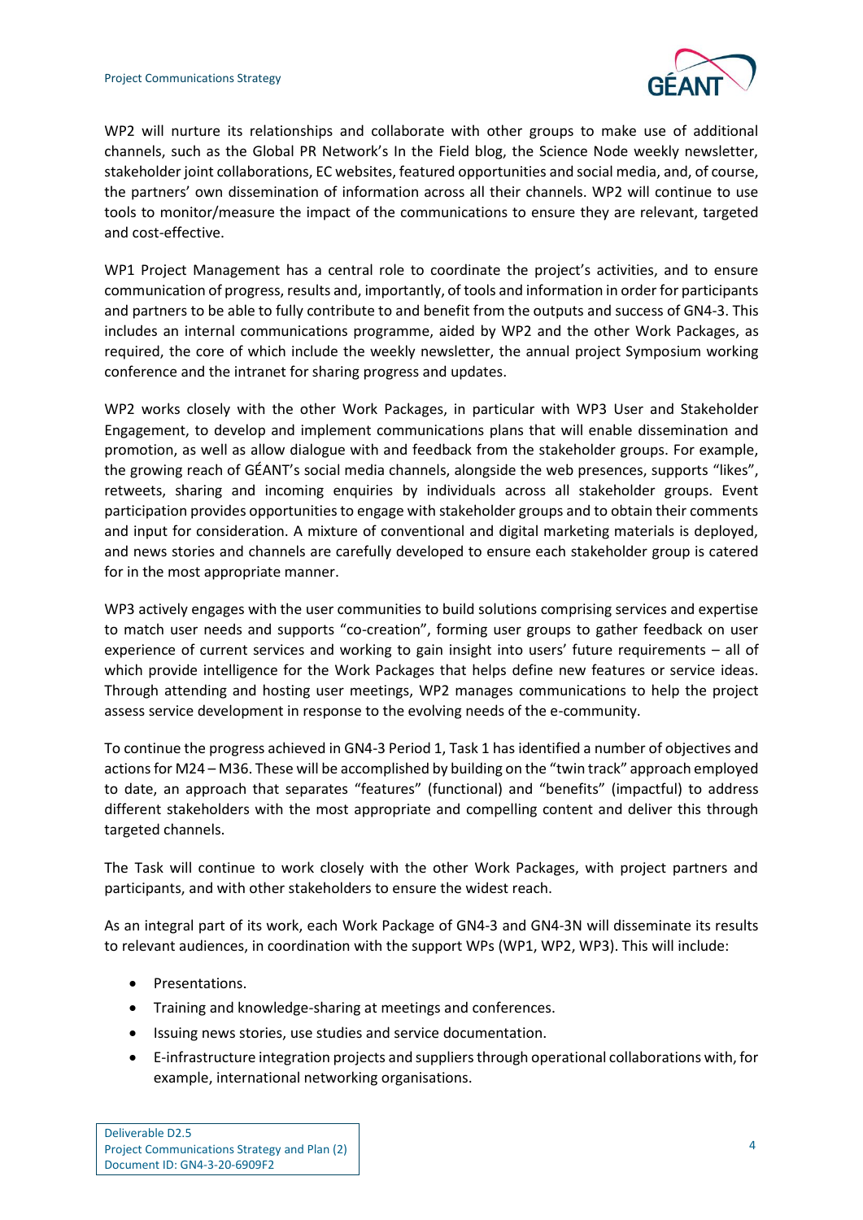WP2 will nurture its relationships and collaborate with other groups to make use of additional channels, such as the Global PR Network's In the Field blog, the Science Node weekly newsletter, stakeholder joint collaborations, EC websites, featured opportunities and social media, and, of course, the partners' own dissemination of information across all their channels. WP2 will continue to use tools to monitor/measure the impact of the communications to ensure they are relevant, targeted and cost-effective.

WP1 Project Management has a central role to coordinate the project's activities, and to ensure communication of progress, results and, importantly, of tools and information in order for participants and partners to be able to fully contribute to and benefit from the outputs and success of GN4-3. This includes an internal communications programme, aided by WP2 and the other Work Packages, as required, the core of which include the weekly newsletter, the annual project Symposium working conference and the intranet for sharing progress and updates.

WP2 works closely with the other Work Packages, in particular with WP3 User and Stakeholder Engagement, to develop and implement communications plans that will enable dissemination and promotion, as well as allow dialogue with and feedback from the stakeholder groups. For example, the growing reach of GÉANT's social media channels, alongside the web presences, supports "likes", retweets, sharing and incoming enquiries by individuals across all stakeholder groups. Event participation provides opportunities to engage with stakeholder groups and to obtain their comments and input for consideration. A mixture of conventional and digital marketing materials is deployed, and news stories and channels are carefully developed to ensure each stakeholder group is catered for in the most appropriate manner.

WP3 actively engages with the user communities to build solutions comprising services and expertise to match user needs and supports "co-creation", forming user groups to gather feedback on user experience of current services and working to gain insight into users' future requirements – all of which provide intelligence for the Work Packages that helps define new features or service ideas. Through attending and hosting user meetings, WP2 manages communications to help the project assess service development in response to the evolving needs of the e-community.

To continue the progress achieved in GN4-3 Period 1, Task 1 has identified a number of objectives and actions for M24 – M36. These will be accomplished by building on the "twin track" approach employed to date, an approach that separates "features" (functional) and "benefits" (impactful) to address different stakeholders with the most appropriate and compelling content and deliver this through targeted channels.

The Task will continue to work closely with the other Work Packages, with project partners and participants, and with other stakeholders to ensure the widest reach.

As an integral part of its work, each Work Package of GN4-3 and GN4-3N will disseminate its results to relevant audiences, in coordination with the support WPs (WP1, WP2, WP3). This will include:

- Presentations.
- Training and knowledge-sharing at meetings and conferences.
- Issuing news stories, use studies and service documentation.
- E-infrastructure integration projects and suppliers through operational collaborations with, for example, international networking organisations.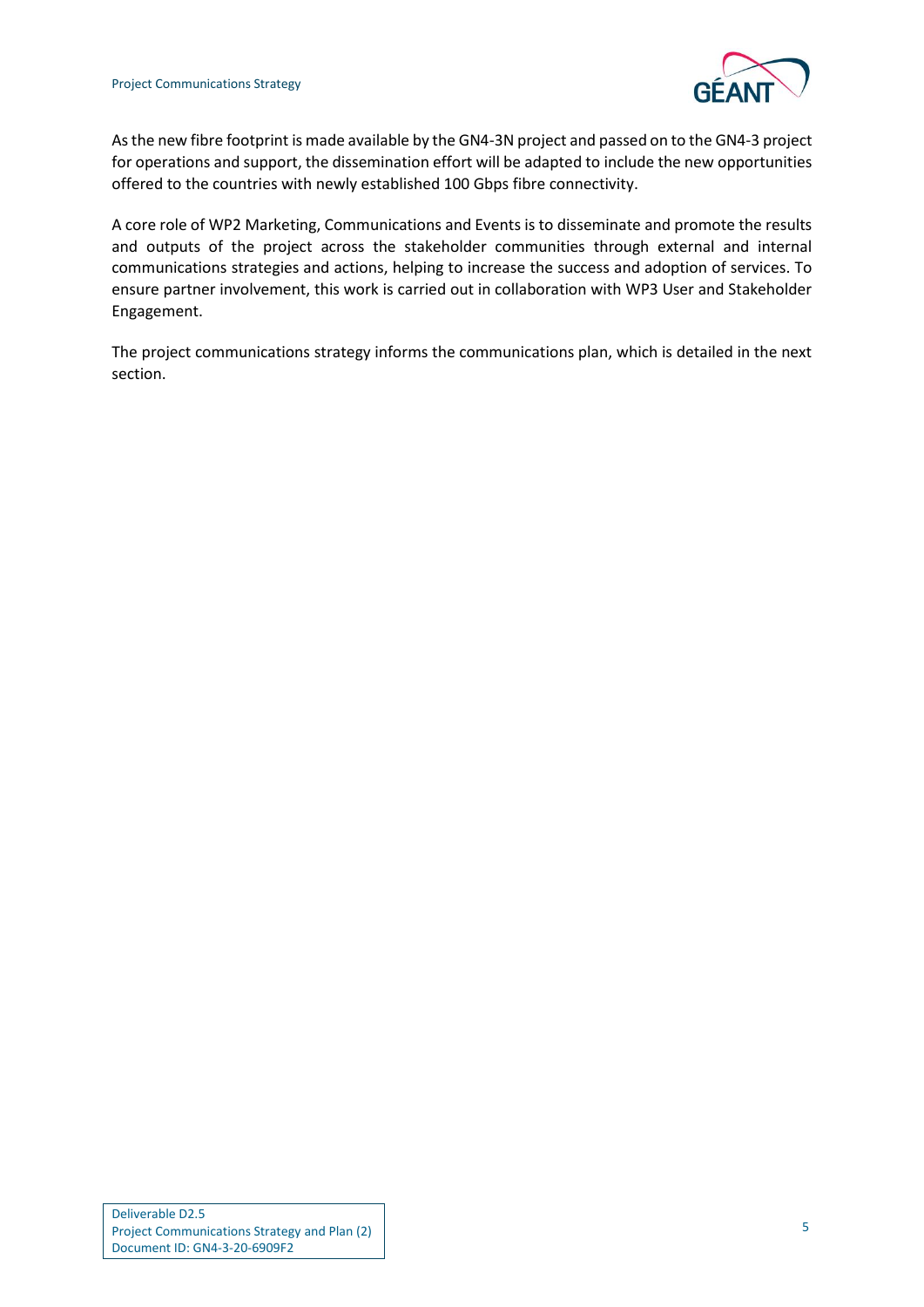As the new fibre footprint is made available by the GN4-3N project and passed on to the GN4-3 project for operations and support, the dissemination effort will be adapted to include the new opportunities offered to the countries with newly established 100 Gbps fibre connectivity.

A core role of WP2 Marketing, Communications and Events is to disseminate and promote the results and outputs of the project across the stakeholder communities through external and internal communications strategies and actions, helping to increase the success and adoption of services. To ensure partner involvement, this work is carried out in collaboration with WP3 User and Stakeholder Engagement.

The project communications strategy informs the communications plan, which is detailed in the next section.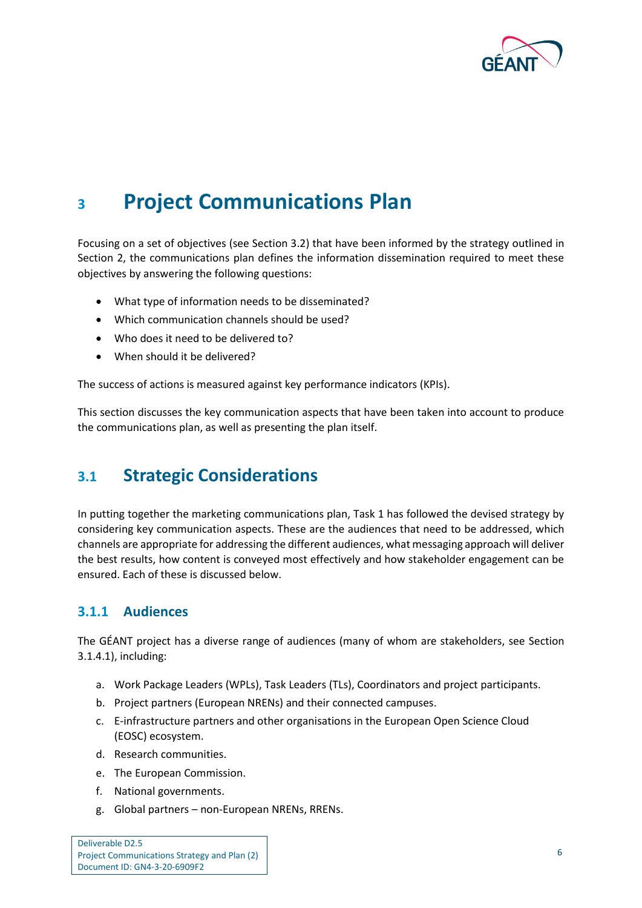# 3 Project Communications Plan

Focusing on a set of objectives (see Section 3.2) that have been informed by the strategy outlined in Section 2, the communications plan defines the information dissemination required to meet these objectives by answering the following questions:

- What type of information needs to be disseminated?
- Which communication channels should be used?
- Who does it need to be delivered to?
- When should it be delivered?

The success of actions is measured against key performance indicators (KPIs).

This section discusses the key communication aspects that have been taken into account to produce the communications plan, as well as presenting the plan itself.

## 3.1 Strategic Considerations

In putting together the marketing communications plan, Task 1 has followed the devised strategy by considering key communication aspects. These are the audiences that need to be addressed, which channels are appropriate for addressing the different audiences, what messaging approach will deliver the best results, how content is conveyed most effectively and how stakeholder engagement can be ensured. Each of these is discussed below.

### 3.1.1 Audiences

The GÉANT project has a diverse range of audiences (many of whom are stakeholders, see Section 3.1.4.1), including:

a. Work Package Leaders (WPLs), Task Leaders (TLs), Coordinators and project participants.
b. Project partners (European NRENs) and their connected campuses.
c. E-infrastructure partners and other organisations in the European Open Science Cloud (EOSC) ecosystem.
d. Research communities.
e. The European Commission.
f. National governments.
g. Global partners – non-European NRENs, RRENs.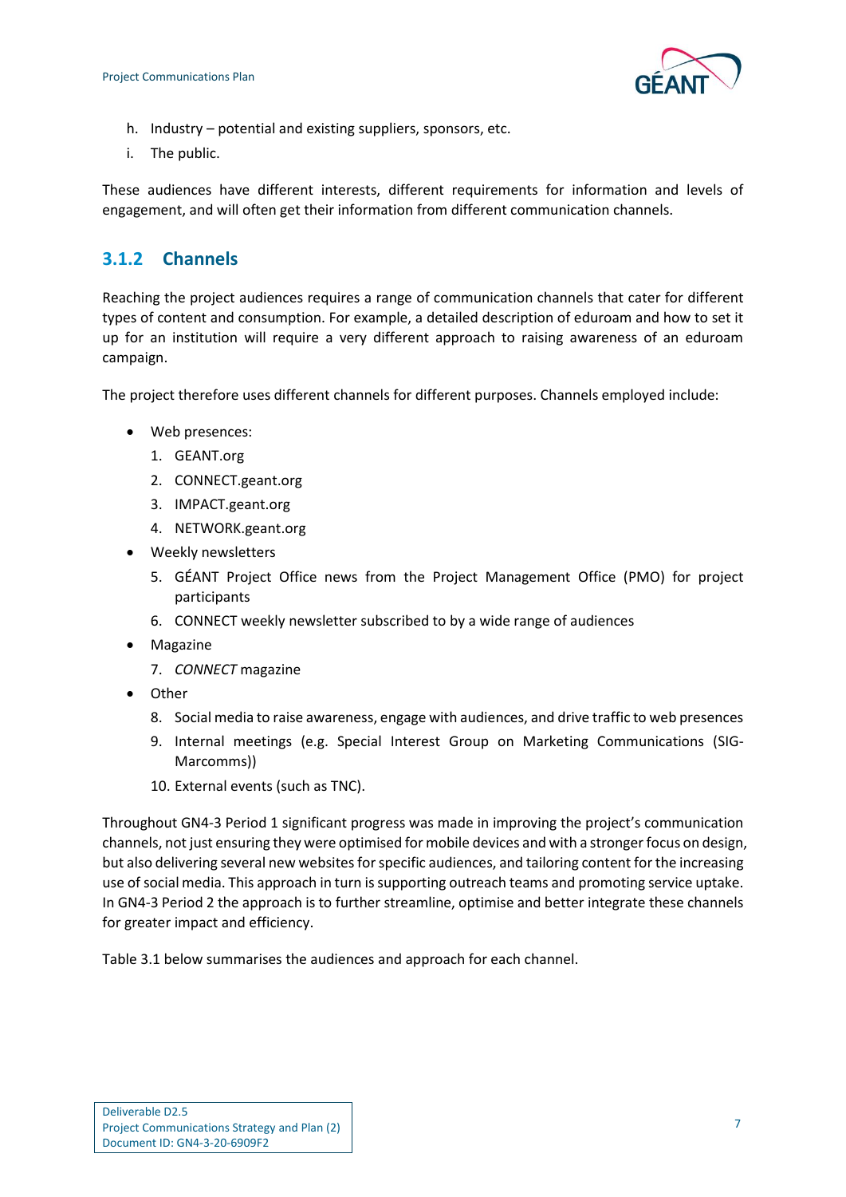h. Industry – potential and existing suppliers, sponsors, etc.
i. The public.

These audiences have different interests, different requirements for information and levels of engagement, and will often get their information from different communication channels.

### 3.1.2 Channels

Reaching the project audiences requires a range of communication channels that cater for different types of content and consumption. For example, a detailed description of eduroam and how to set it up for an institution will require a very different approach to raising awareness of an eduroam campaign.

The project therefore uses different channels for different purposes. Channels employed include:

- Web presences:
  1. GEANT.org
  2. CONNECT.geant.org
  3. IMPACT.geant.org
  4. NETWORK.geant.org
- Weekly newsletters
  5. GÉANT Project Office news from the Project Management Office (PMO) for project participants
  6. CONNECT weekly newsletter subscribed to by a wide range of audiences
- Magazine
  7. *CONNECT* magazine
- Other
  8. Social media to raise awareness, engage with audiences, and drive traffic to web presences
  9. Internal meetings (e.g. Special Interest Group on Marketing Communications (SIG-Marcomms))
  10. External events (such as TNC).

Throughout GN4-3 Period 1 significant progress was made in improving the project's communication channels, not just ensuring they were optimised for mobile devices and with a stronger focus on design, but also delivering several new websites for specific audiences, and tailoring content for the increasing use of social media. This approach in turn is supporting outreach teams and promoting service uptake. In GN4-3 Period 2 the approach is to further streamline, optimise and better integrate these channels for greater impact and efficiency.

Table 3.1 below summarises the audiences and approach for each channel.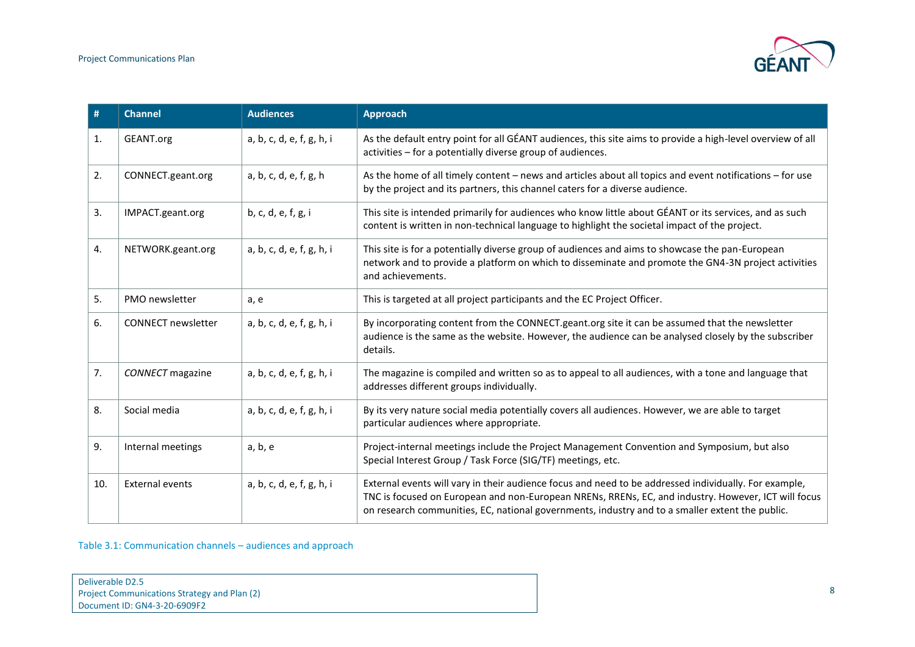| # | Channel | Audiences | Approach |
|---|---|---|---|
| 1. | GEANT.org | a, b, c, d, e, f, g, h, i | As the default entry point for all GÉANT audiences, this site aims to provide a high-level overview of all activities – for a potentially diverse group of audiences. |
| 2. | CONNECT.geant.org | a, b, c, d, e, f, g, h | As the home of all timely content – news and articles about all topics and event notifications – for use by the project and its partners, this channel caters for a diverse audience. |
| 3. | IMPACT.geant.org | b, c, d, e, f, g, i | This site is intended primarily for audiences who know little about GÉANT or its services, and as such content is written in non-technical language to highlight the societal impact of the project. |
| 4. | NETWORK.geant.org | a, b, c, d, e, f, g, h, i | This site is for a potentially diverse group of audiences and aims to showcase the pan-European network and to provide a platform on which to disseminate and promote the GN4-3N project activities and achievements. |
| 5. | PMO newsletter | a, e | This is targeted at all project participants and the EC Project Officer. |
| 6. | CONNECT newsletter | a, b, c, d, e, f, g, h, i | By incorporating content from the CONNECT.geant.org site it can be assumed that the newsletter audience is the same as the website. However, the audience can be analysed closely by the subscriber details. |
| 7. | *CONNECT* magazine | a, b, c, d, e, f, g, h, i | The magazine is compiled and written so as to appeal to all audiences, with a tone and language that addresses different groups individually. |
| 8. | Social media | a, b, c, d, e, f, g, h, i | By its very nature social media potentially covers all audiences. However, we are able to target particular audiences where appropriate. |
| 9. | Internal meetings | a, b, e | Project-internal meetings include the Project Management Convention and Symposium, but also Special Interest Group / Task Force (SIG/TF) meetings, etc. |
| 10. | External events | a, b, c, d, e, f, g, h, i | External events will vary in their audience focus and need to be addressed individually. For example, TNC is focused on European and non-European NRENs, RRENs, EC, and industry. However, ICT will focus on research communities, EC, national governments, industry and to a smaller extent the public. |

Table 3.1: Communication channels – audiences and approach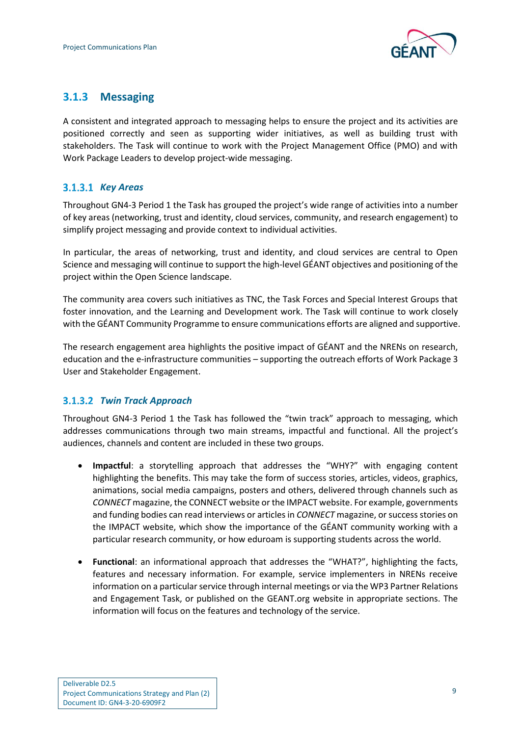### 3.1.3 Messaging

A consistent and integrated approach to messaging helps to ensure the project and its activities are positioned correctly and seen as supporting wider initiatives, as well as building trust with stakeholders. The Task will continue to work with the Project Management Office (PMO) and with Work Package Leaders to develop project-wide messaging.

#### 3.1.3.1 *Key Areas*

Throughout GN4-3 Period 1 the Task has grouped the project's wide range of activities into a number of key areas (networking, trust and identity, cloud services, community, and research engagement) to simplify project messaging and provide context to individual activities.

In particular, the areas of networking, trust and identity, and cloud services are central to Open Science and messaging will continue to support the high-level GÉANT objectives and positioning of the project within the Open Science landscape.

The community area covers such initiatives as TNC, the Task Forces and Special Interest Groups that foster innovation, and the Learning and Development work. The Task will continue to work closely with the GÉANT Community Programme to ensure communications efforts are aligned and supportive.

The research engagement area highlights the positive impact of GÉANT and the NRENs on research, education and the e-infrastructure communities – supporting the outreach efforts of Work Package 3 User and Stakeholder Engagement.

#### 3.1.3.2 *Twin Track Approach*

Throughout GN4-3 Period 1 the Task has followed the "twin track" approach to messaging, which addresses communications through two main streams, impactful and functional. All the project's audiences, channels and content are included in these two groups.

- **Impactful**: a storytelling approach that addresses the "WHY?" with engaging content highlighting the benefits. This may take the form of success stories, articles, videos, graphics, animations, social media campaigns, posters and others, delivered through channels such as *CONNECT* magazine, the CONNECT website or the IMPACT website. For example, governments and funding bodies can read interviews or articles in *CONNECT* magazine, or success stories on the IMPACT website, which show the importance of the GÉANT community working with a particular research community, or how eduroam is supporting students across the world.

- **Functional**: an informational approach that addresses the "WHAT?", highlighting the facts, features and necessary information. For example, service implementers in NRENs receive information on a particular service through internal meetings or via the WP3 Partner Relations and Engagement Task, or published on the GEANT.org website in appropriate sections. The information will focus on the features and technology of the service.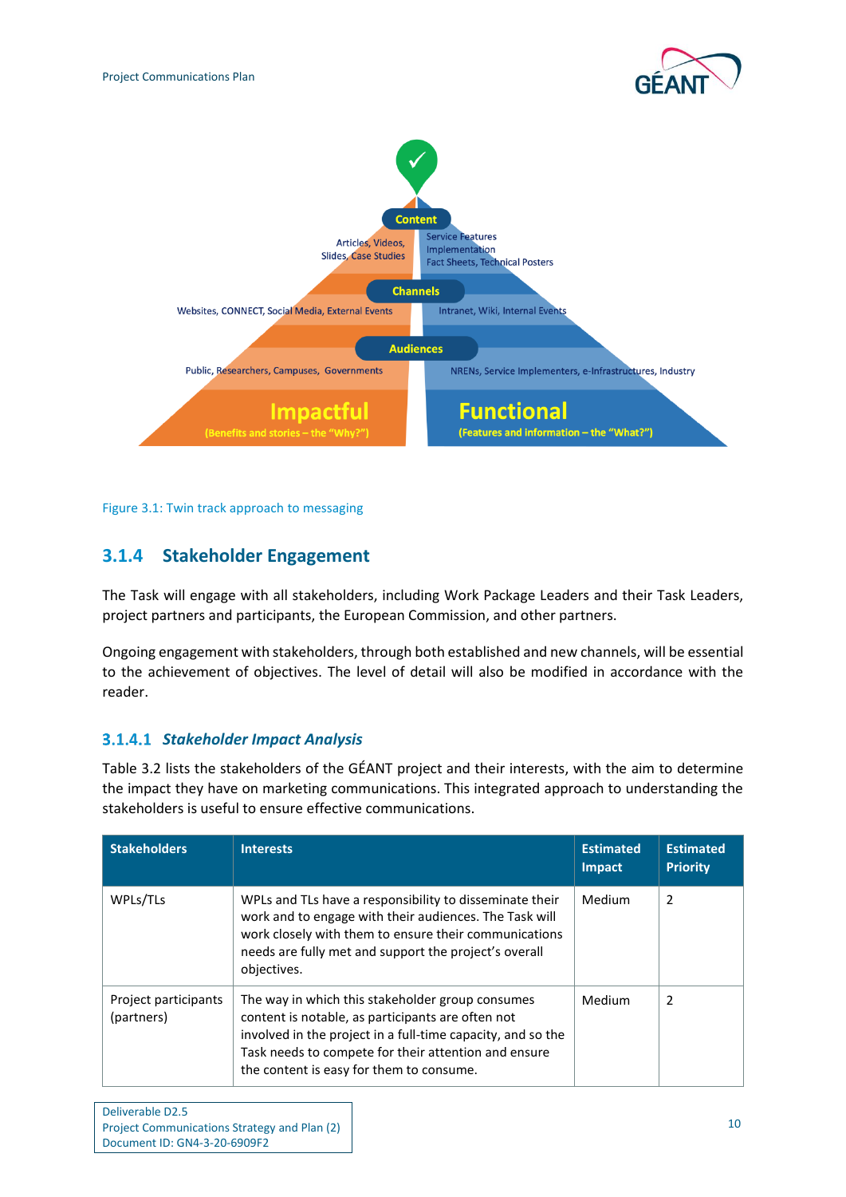Figure 3.1: Twin track approach to messaging

### 3.1.4 Stakeholder Engagement

The Task will engage with all stakeholders, including Work Package Leaders and their Task Leaders, project partners and participants, the European Commission, and other partners.

Ongoing engagement with stakeholders, through both established and new channels, will be essential to the achievement of objectives. The level of detail will also be modified in accordance with the reader.

#### 3.1.4.1 *Stakeholder Impact Analysis*

Table 3.2 lists the stakeholders of the GÉANT project and their interests, with the aim to determine the impact they have on marketing communications. This integrated approach to understanding the stakeholders is useful to ensure effective communications.

| Stakeholders | Interests | Estimated Impact | Estimated Priority |
|---|---|---|---|
| WPLs/TLs | WPLs and TLs have a responsibility to disseminate their work and to engage with their audiences. The Task will work closely with them to ensure their communications needs are fully met and support the project's overall objectives. | Medium | 2 |
| Project participants (partners) | The way in which this stakeholder group consumes content is notable, as participants are often not involved in the project in a full-time capacity, and so the Task needs to compete for their attention and ensure the content is easy for them to consume. | Medium | 2 |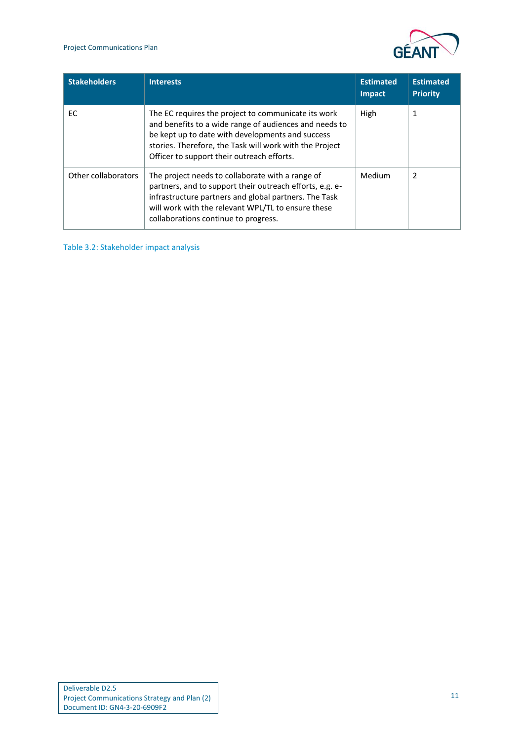| Stakeholders | Interests | Estimated Impact | Estimated Priority |
|---|---|---|---|
| EC | The EC requires the project to communicate its work and benefits to a wide range of audiences and needs to be kept up to date with developments and success stories. Therefore, the Task will work with the Project Officer to support their outreach efforts. | High | 1 |
| Other collaborators | The project needs to collaborate with a range of partners, and to support their outreach efforts, e.g. e-infrastructure partners and global partners. The Task will work with the relevant WPL/TL to ensure these collaborations continue to progress. | Medium | 2 |

Table 3.2: Stakeholder impact analysis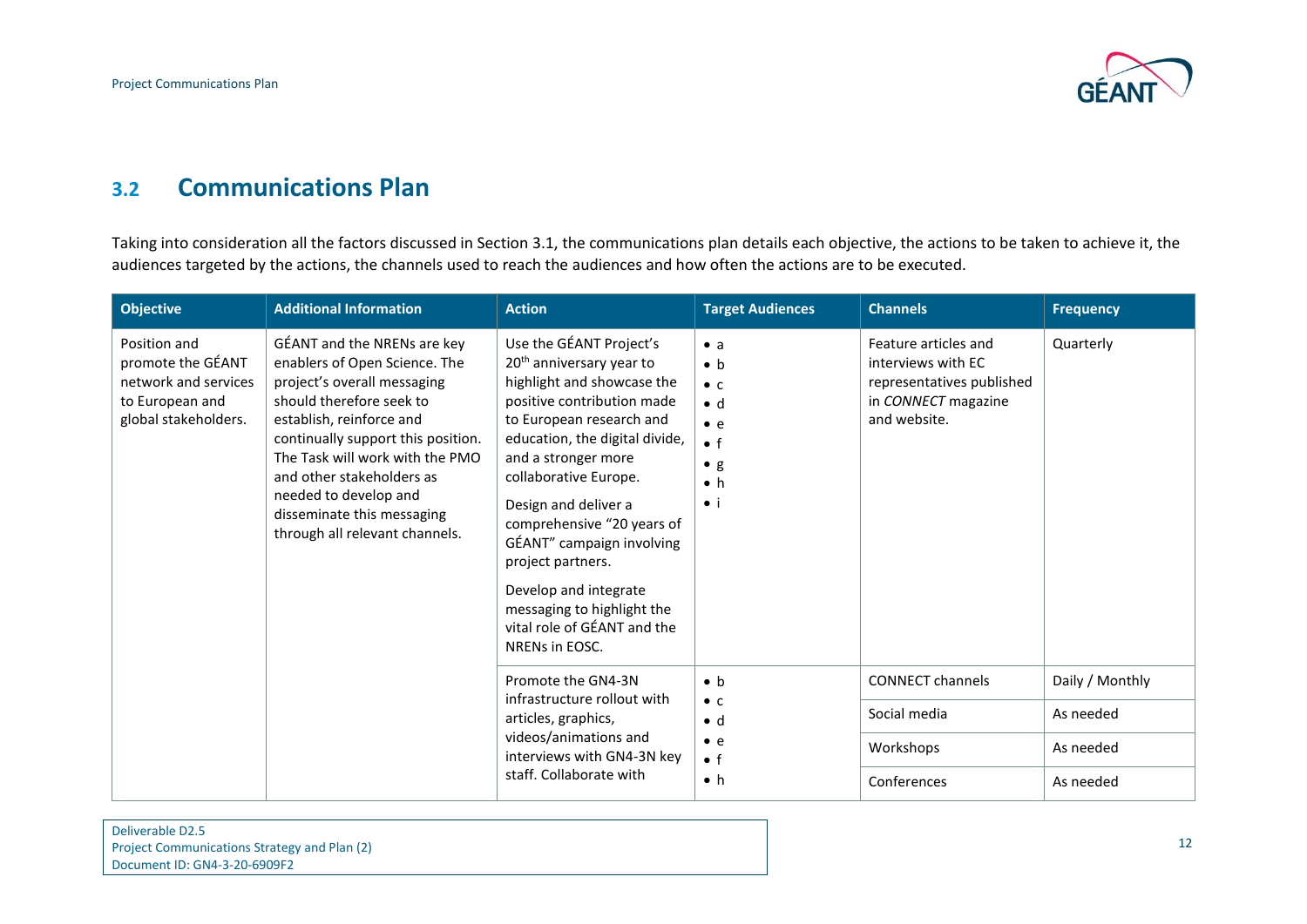## 3.2 Communications Plan

Taking into consideration all the factors discussed in Section 3.1, the communications plan details each objective, the actions to be taken to achieve it, the audiences targeted by the actions, the channels used to reach the audiences and how often the actions are to be executed.

| Objective | Additional Information | Action | Target Audiences | Channels | Frequency |
|---|---|---|---|---|---|
| Position and promote the GÉANT network and services to European and global stakeholders. | GÉANT and the NRENs are key enablers of Open Science. The project's overall messaging should therefore seek to establish, reinforce and continually support this position. The Task will work with the PMO and other stakeholders as needed to develop and disseminate this messaging through all relevant channels. | Use the GÉANT Project's 20th anniversary year to highlight and showcase the positive contribution made to European research and education, the digital divide, and a stronger more collaborative Europe.<br><br>Design and deliver a comprehensive "20 years of GÉANT" campaign involving project partners.<br><br>Develop and integrate messaging to highlight the vital role of GÉANT and the NRENs in EOSC. | • a<br>• b<br>• c<br>• d<br>• e<br>• f<br>• g<br>• h<br>• i | Feature articles and interviews with EC representatives published in *CONNECT* magazine and website. | Quarterly |
| | | Promote the GN4-3N infrastructure rollout with articles, graphics, videos/animations and interviews with GN4-3N key staff. Collaborate with | • b<br>• c<br>• d<br>• e<br>• f<br>• h | CONNECT channels | Daily / Monthly |
| | | | | Social media | As needed |
| | | | | Workshops | As needed |
| | | | | Conferences | As needed |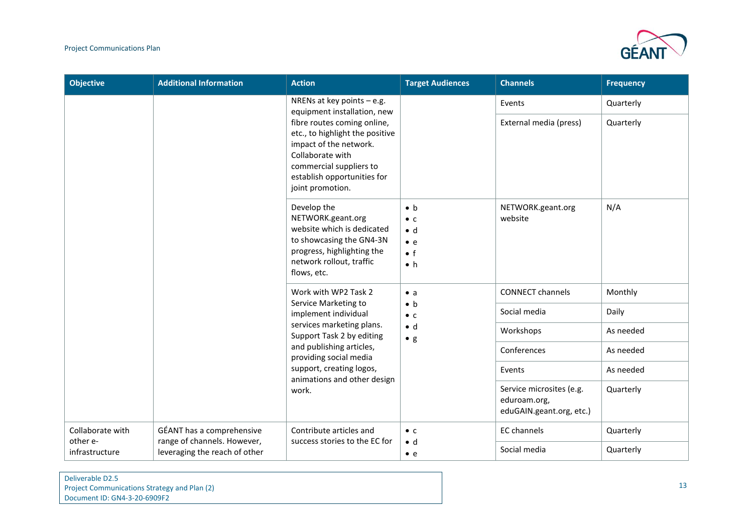| Objective | Additional Information | Action | Target Audiences | Channels | Frequency |
|---|---|---|---|---|---|
| | | NRENs at key points – e.g. equipment installation, new fibre routes coming online, etc., to highlight the positive impact of the network. Collaborate with commercial suppliers to establish opportunities for joint promotion. | | Events | Quarterly |
| | | | | External media (press) | Quarterly |
| | | Develop the NETWORK.geant.org website which is dedicated to showcasing the GN4-3N progress, highlighting the network rollout, traffic flows, etc. | • b<br>• c<br>• d<br>• e<br>• f<br>• h | NETWORK.geant.org website | N/A |
| | | Work with WP2 Task 2 Service Marketing to implement individual services marketing plans. Support Task 2 by editing and publishing articles, providing social media support, creating logos, animations and other design work. | • a<br>• b<br>• c<br>• d<br>• g | CONNECT channels | Monthly |
| | | | | Social media | Daily |
| | | | | Workshops | As needed |
| | | | | Conferences | As needed |
| | | | | Events | As needed |
| | | | | Service microsites (e.g. eduroam.org, eduGAIN.geant.org, etc.) | Quarterly |
| Collaborate with other e-infrastructure | GÉANT has a comprehensive range of channels. However, leveraging the reach of other | Contribute articles and success stories to the EC for | • c<br>• d<br>• e | EC channels | Quarterly |
| | | | | Social media | Quarterly |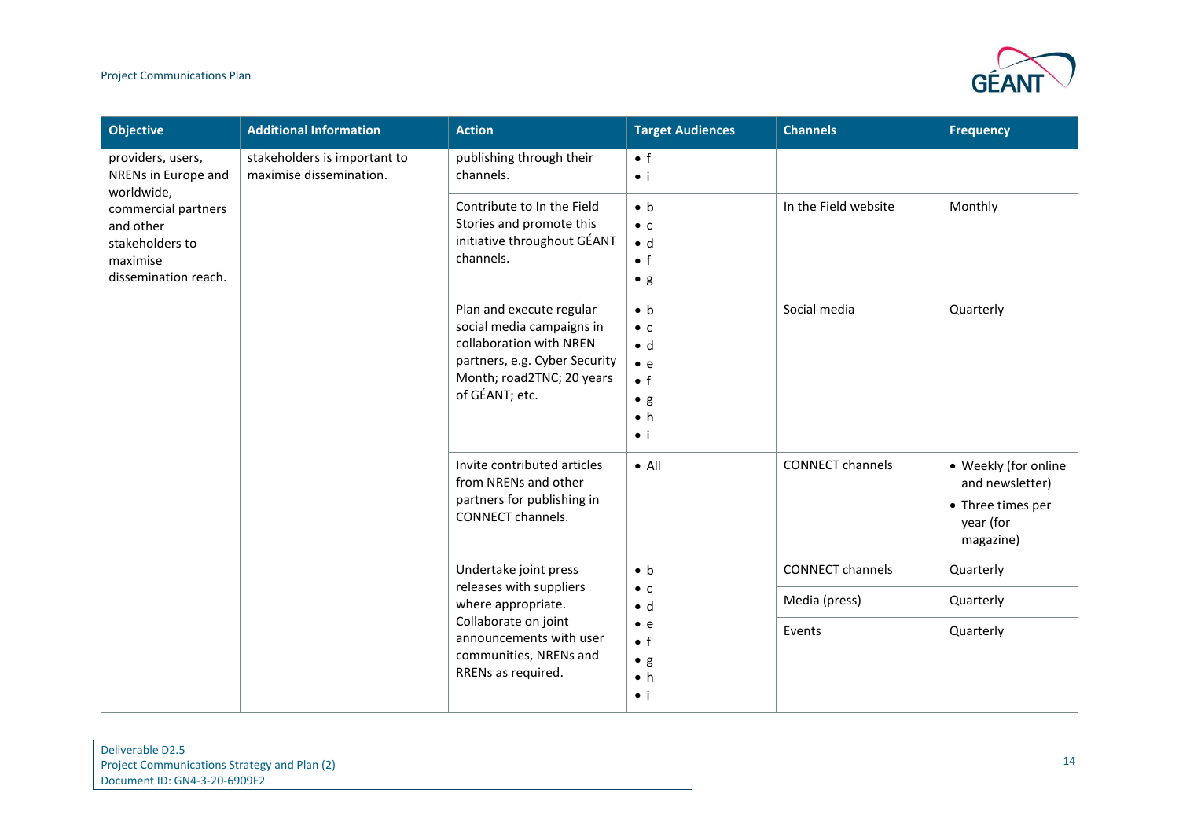| Objective | Additional Information | Action | Target Audiences | Channels | Frequency |
|---|---|---|---|---|---|
| providers, users, NRENs in Europe and worldwide, commercial partners and other stakeholders to maximise dissemination reach. | stakeholders is important to maximise dissemination. | publishing through their channels. | • f<br>• i | | |
| | | Contribute to In the Field Stories and promote this initiative throughout GÉANT channels. | • b<br>• c<br>• d<br>• f<br>• g | In the Field website | Monthly |
| | | Plan and execute regular social media campaigns in collaboration with NREN partners, e.g. Cyber Security Month; road2TNC; 20 years of GÉANT; etc. | • b<br>• c<br>• d<br>• e<br>• f<br>• g<br>• h<br>• i | Social media | Quarterly |
| | | Invite contributed articles from NRENs and other partners for publishing in CONNECT channels. | • All | CONNECT channels | • Weekly (for online and newsletter)<br>• Three times per year (for magazine) |
| | | Undertake joint press releases with suppliers where appropriate. Collaborate on joint announcements with user communities, NRENs and RRENs as required. | • b<br>• c<br>• d<br>• e<br>• f<br>• g<br>• h<br>• i | CONNECT channels | Quarterly |
| | | | | Media (press) | Quarterly |
| | | | | Events | Quarterly |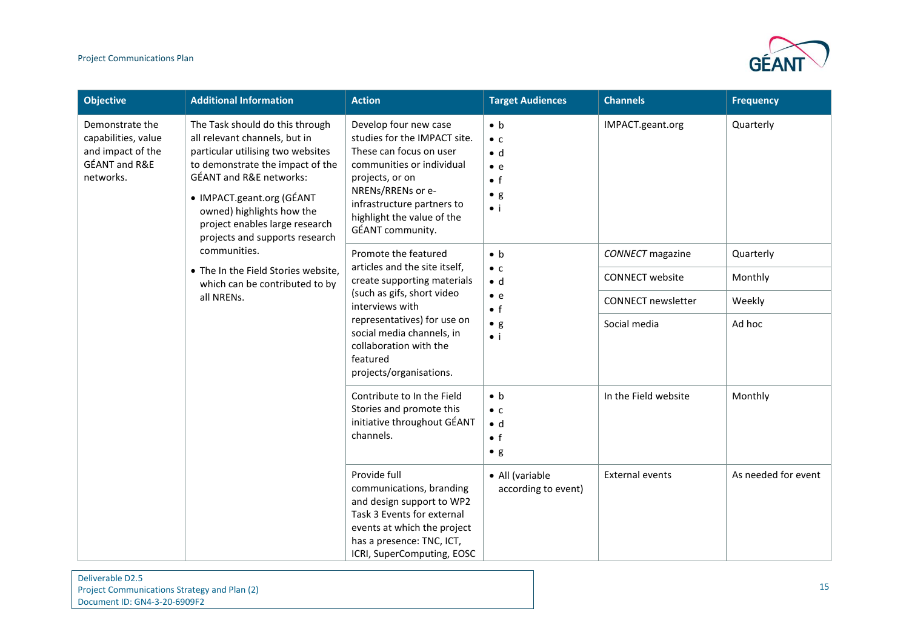| Objective | Additional Information | Action | Target Audiences | Channels | Frequency |
| --- | --- | --- | --- | --- | --- |
| Demonstrate the capabilities, value and impact of the GÉANT and R&E networks. | The Task should do this through all relevant channels, but in particular utilising two websites to demonstrate the impact of the GÉANT and R&E networks: <br>• IMPACT.geant.org (GÉANT owned) highlights how the project enables large research projects and supports research communities. <br>• The In the Field Stories website, which can be contributed to by all NRENs. | Develop four new case studies for the IMPACT site. These can focus on user communities or individual projects, or on NRENs/RRENs or e-infrastructure partners to highlight the value of the GÉANT community. | • b <br>• c <br>• d <br>• e <br>• f <br>• g <br>• i | IMPACT.geant.org | Quarterly |
| | | Promote the featured articles and the site itself, create supporting materials (such as gifs, short video interviews with representatives) for use on social media channels, in collaboration with the featured projects/organisations. | • b <br>• c <br>• d <br>• e <br>• f <br>• g <br>• i | *CONNECT* magazine | Quarterly |
| | | | | CONNECT website | Monthly |
| | | | | CONNECT newsletter | Weekly |
| | | | | Social media | Ad hoc |
| | | Contribute to In the Field Stories and promote this initiative throughout GÉANT channels. | • b <br>• c <br>• d <br>• f <br>• g | In the Field website | Monthly |
| | | Provide full communications, branding and design support to WP2 Task 3 Events for external events at which the project has a presence: TNC, ICT, ICRI, SuperComputing, EOSC | • All (variable according to event) | External events | As needed for event |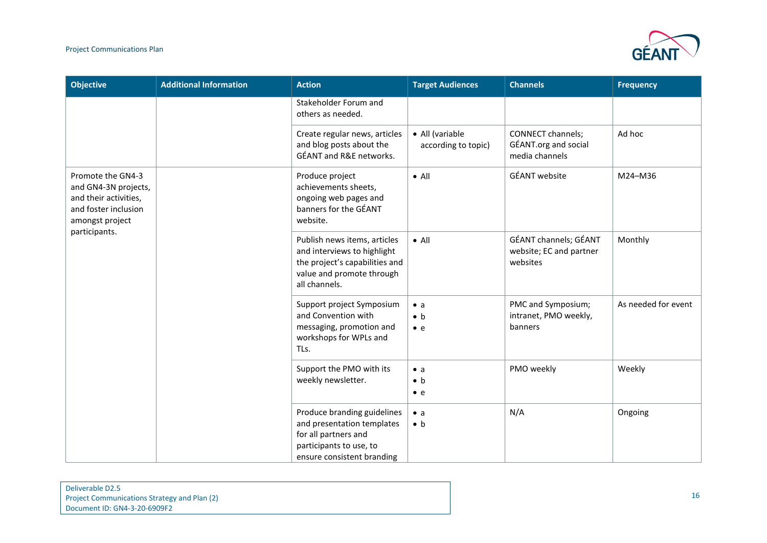| Objective | Additional Information | Action | Target Audiences | Channels | Frequency |
| --- | --- | --- | --- | --- | --- |
| | | Stakeholder Forum and others as needed. | | | |
| | | Create regular news, articles and blog posts about the GÉANT and R&E networks. | • All (variable according to topic) | CONNECT channels; GÉANT.org and social media channels | Ad hoc |
| Promote the GN4-3 and GN4-3N projects, and their activities, and foster inclusion amongst project participants. | | Produce project achievements sheets, ongoing web pages and banners for the GÉANT website. | • All | GÉANT website | M24–M36 |
| | | Publish news items, articles and interviews to highlight the project's capabilities and value and promote through all channels. | • All | GÉANT channels; GÉANT website; EC and partner websites | Monthly |
| | | Support project Symposium and Convention with messaging, promotion and workshops for WPLs and TLs. | • a<br>• b<br>• e | PMC and Symposium; intranet, PMO weekly, banners | As needed for event |
| | | Support the PMO with its weekly newsletter. | • a<br>• b<br>• e | PMO weekly | Weekly |
| | | Produce branding guidelines and presentation templates for all partners and participants to use, to ensure consistent branding | • a<br>• b | N/A | Ongoing |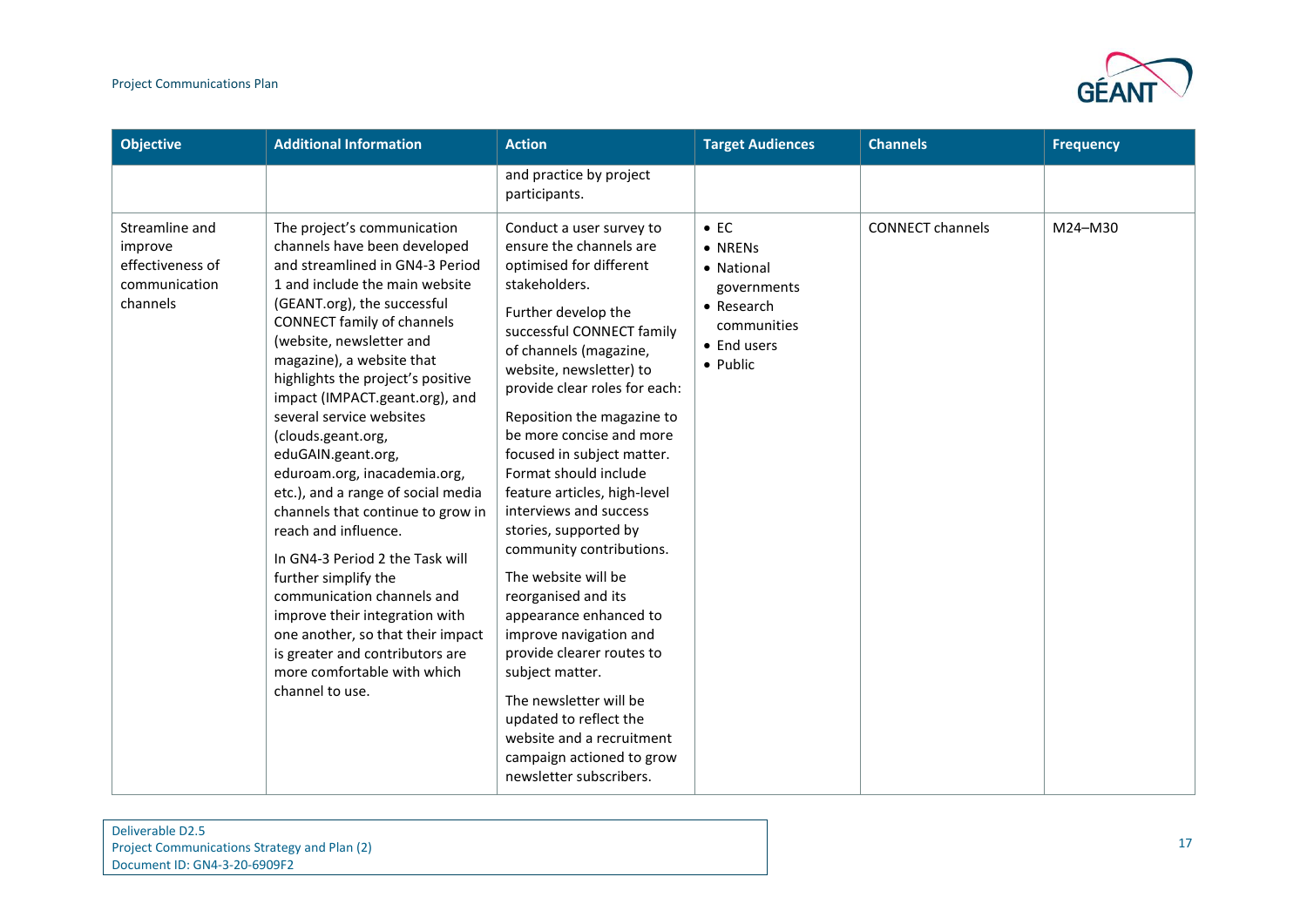| Objective | Additional Information | Action | Target Audiences | Channels | Frequency |
|---|---|---|---|---|---|
| | | and practice by project participants. | | | |
| Streamline and improve effectiveness of communication channels | The project's communication channels have been developed and streamlined in GN4-3 Period 1 and include the main website (GEANT.org), the successful CONNECT family of channels (website, newsletter and magazine), a website that highlights the project's positive impact (IMPACT.geant.org), and several service websites (clouds.geant.org, eduGAIN.geant.org, eduroam.org, inacademia.org, etc.), and a range of social media channels that continue to grow in reach and influence.<br><br>In GN4-3 Period 2 the Task will further simplify the communication channels and improve their integration with one another, so that their impact is greater and contributors are more comfortable with which channel to use. | Conduct a user survey to ensure the channels are optimised for different stakeholders.<br><br>Further develop the successful CONNECT family of channels (magazine, website, newsletter) to provide clear roles for each:<br><br>Reposition the magazine to be more concise and more focused in subject matter. Format should include feature articles, high-level interviews and success stories, supported by community contributions.<br><br>The website will be reorganised and its appearance enhanced to improve navigation and provide clearer routes to subject matter.<br><br>The newsletter will be updated to reflect the website and a recruitment campaign actioned to grow newsletter subscribers. | • EC<br>• NRENs<br>• National governments<br>• Research communities<br>• End users<br>• Public | CONNECT channels | M24–M30 |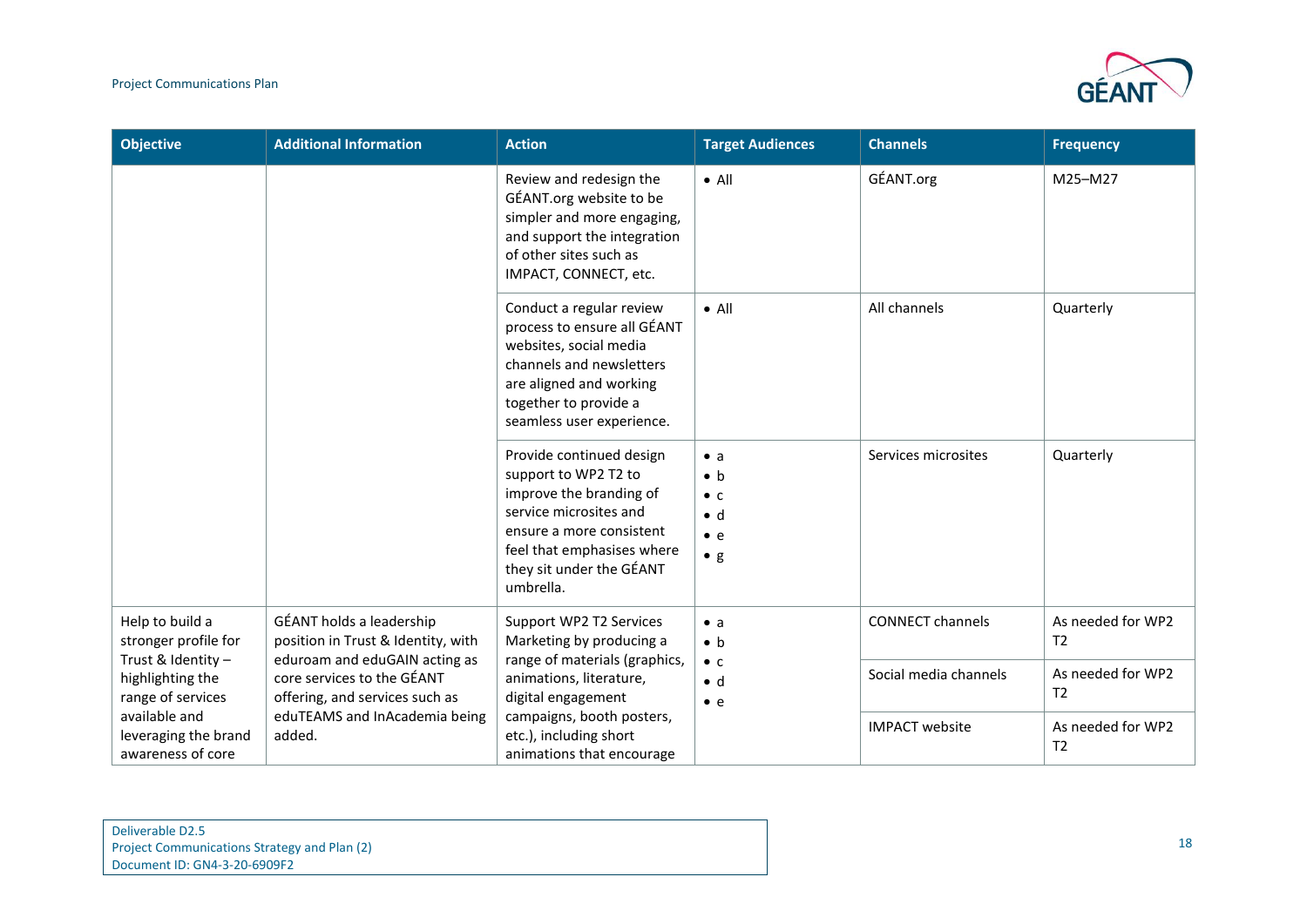| Objective | Additional Information | Action | Target Audiences | Channels | Frequency |
|---|---|---|---|---|---|
| | | Review and redesign the GÉANT.org website to be simpler and more engaging, and support the integration of other sites such as IMPACT, CONNECT, etc. | • All | GÉANT.org | M25–M27 |
| | | Conduct a regular review process to ensure all GÉANT websites, social media channels and newsletters are aligned and working together to provide a seamless user experience. | • All | All channels | Quarterly |
| | | Provide continued design support to WP2 T2 to improve the branding of service microsites and ensure a more consistent feel that emphasises where they sit under the GÉANT umbrella. | • a<br>• b<br>• c<br>• d<br>• e<br>• g | Services microsites | Quarterly |
| Help to build a stronger profile for Trust & Identity – highlighting the range of services available and leveraging the brand awareness of core | GÉANT holds a leadership position in Trust & Identity, with eduroam and eduGAIN acting as core services to the GÉANT offering, and services such as eduTEAMS and InAcademia being added. | Support WP2 T2 Services Marketing by producing a range of materials (graphics, animations, literature, digital engagement campaigns, booth posters, etc.), including short animations that encourage | • a<br>• b<br>• c<br>• d<br>• e | CONNECT channels | As needed for WP2 T2 |
| | | | | Social media channels | As needed for WP2 T2 |
| | | | | IMPACT website | As needed for WP2 T2 |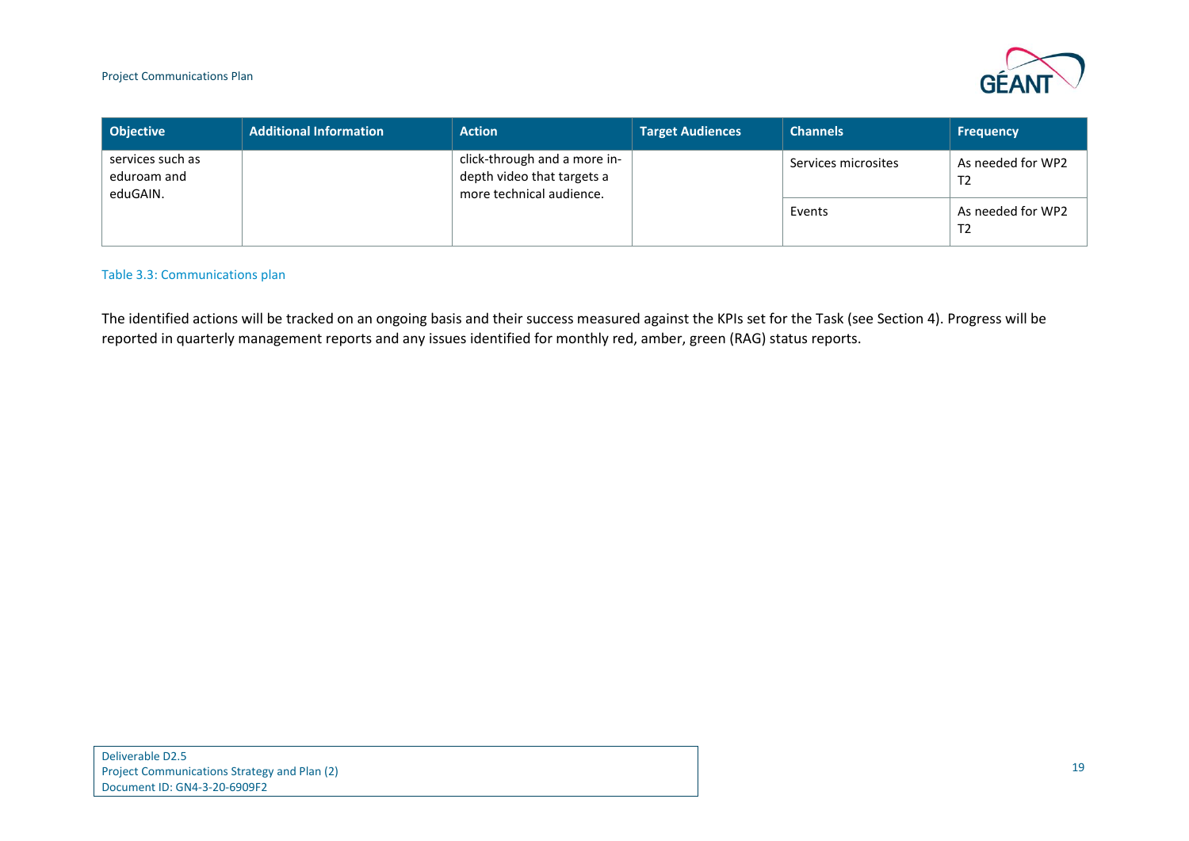| Objective | Additional Information | Action | Target Audiences | Channels | Frequency |
|---|---|---|---|---|---|
| services such as eduroam and eduGAIN. | | click-through and a more in-depth video that targets a more technical audience. | | Services microsites | As needed for WP2 T2 |
| | | | | Events | As needed for WP2 T2 |

Table 3.3: Communications plan

The identified actions will be tracked on an ongoing basis and their success measured against the KPIs set for the Task (see Section 4). Progress will be reported in quarterly management reports and any issues identified for monthly red, amber, green (RAG) status reports.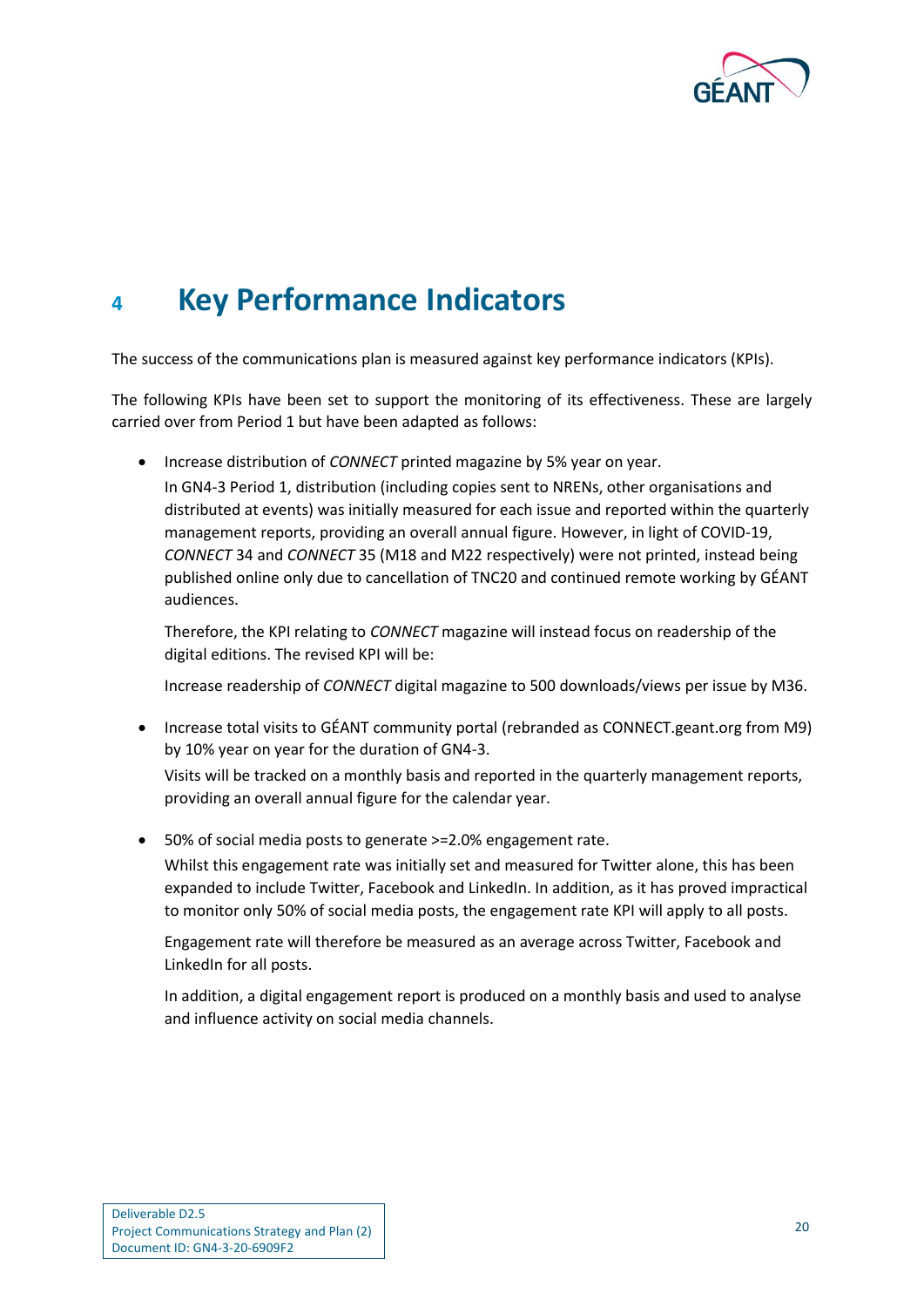# 4 Key Performance Indicators

The success of the communications plan is measured against key performance indicators (KPIs).

The following KPIs have been set to support the monitoring of its effectiveness. These are largely carried over from Period 1 but have been adapted as follows:

- Increase distribution of *CONNECT* printed magazine by 5% year on year.

  In GN4-3 Period 1, distribution (including copies sent to NRENs, other organisations and distributed at events) was initially measured for each issue and reported within the quarterly management reports, providing an overall annual figure. However, in light of COVID-19, *CONNECT* 34 and *CONNECT* 35 (M18 and M22 respectively) were not printed, instead being published online only due to cancellation of TNC20 and continued remote working by GÉANT audiences.

  Therefore, the KPI relating to *CONNECT* magazine will instead focus on readership of the digital editions. The revised KPI will be:

  Increase readership of *CONNECT* digital magazine to 500 downloads/views per issue by M36.

- Increase total visits to GÉANT community portal (rebranded as CONNECT.geant.org from M9) by 10% year on year for the duration of GN4-3.

  Visits will be tracked on a monthly basis and reported in the quarterly management reports, providing an overall annual figure for the calendar year.

- 50% of social media posts to generate >=2.0% engagement rate.

  Whilst this engagement rate was initially set and measured for Twitter alone, this has been expanded to include Twitter, Facebook and LinkedIn. In addition, as it has proved impractical to monitor only 50% of social media posts, the engagement rate KPI will apply to all posts.

  Engagement rate will therefore be measured as an average across Twitter, Facebook and LinkedIn for all posts.

  In addition, a digital engagement report is produced on a monthly basis and used to analyse and influence activity on social media channels.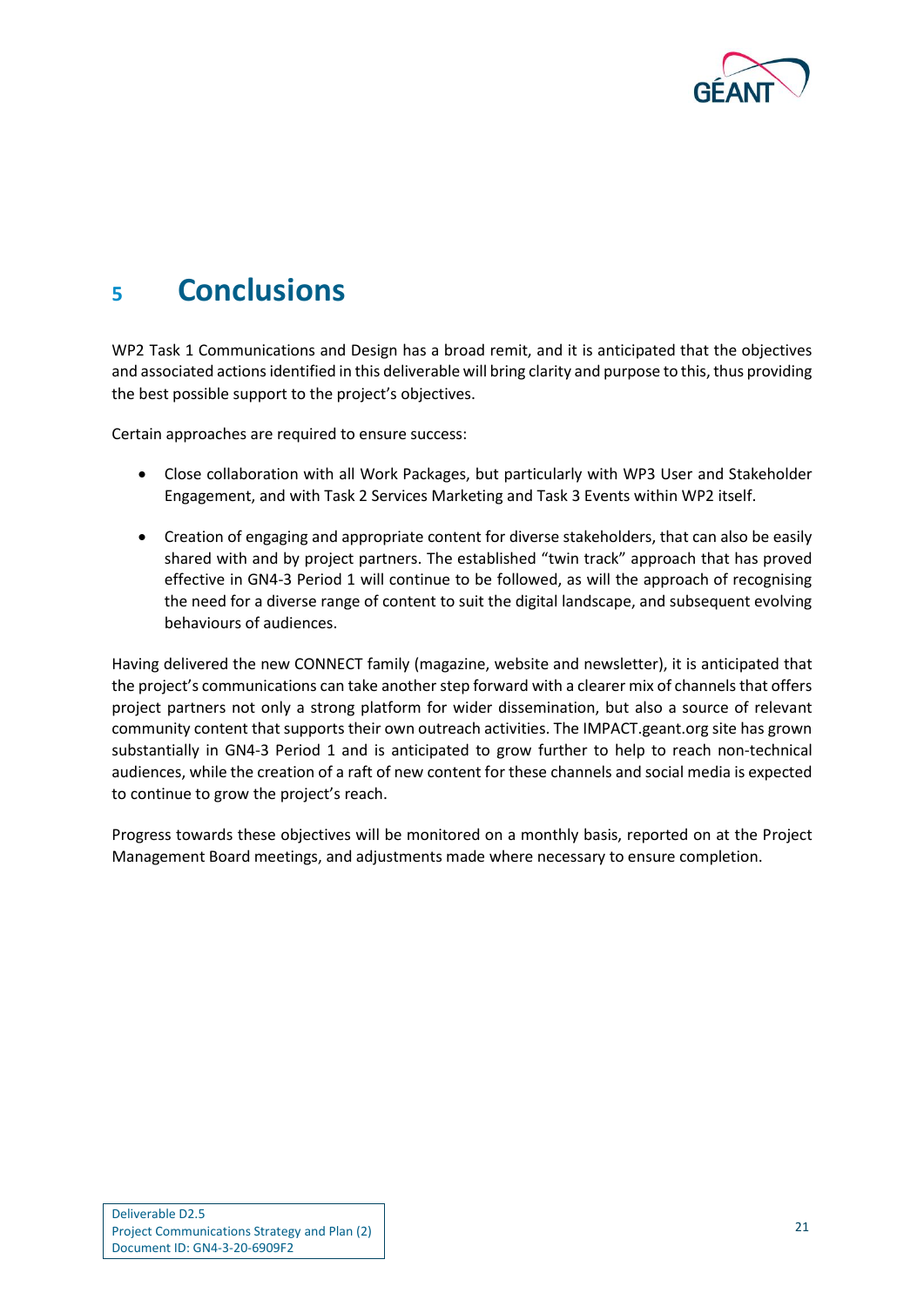# 5 Conclusions

WP2 Task 1 Communications and Design has a broad remit, and it is anticipated that the objectives and associated actions identified in this deliverable will bring clarity and purpose to this, thus providing the best possible support to the project's objectives.

Certain approaches are required to ensure success:

- Close collaboration with all Work Packages, but particularly with WP3 User and Stakeholder Engagement, and with Task 2 Services Marketing and Task 3 Events within WP2 itself.
- Creation of engaging and appropriate content for diverse stakeholders, that can also be easily shared with and by project partners. The established "twin track" approach that has proved effective in GN4-3 Period 1 will continue to be followed, as will the approach of recognising the need for a diverse range of content to suit the digital landscape, and subsequent evolving behaviours of audiences.

Having delivered the new CONNECT family (magazine, website and newsletter), it is anticipated that the project's communications can take another step forward with a clearer mix of channels that offers project partners not only a strong platform for wider dissemination, but also a source of relevant community content that supports their own outreach activities. The IMPACT.geant.org site has grown substantially in GN4-3 Period 1 and is anticipated to grow further to help to reach non-technical audiences, while the creation of a raft of new content for these channels and social media is expected to continue to grow the project's reach.

Progress towards these objectives will be monitored on a monthly basis, reported on at the Project Management Board meetings, and adjustments made where necessary to ensure completion.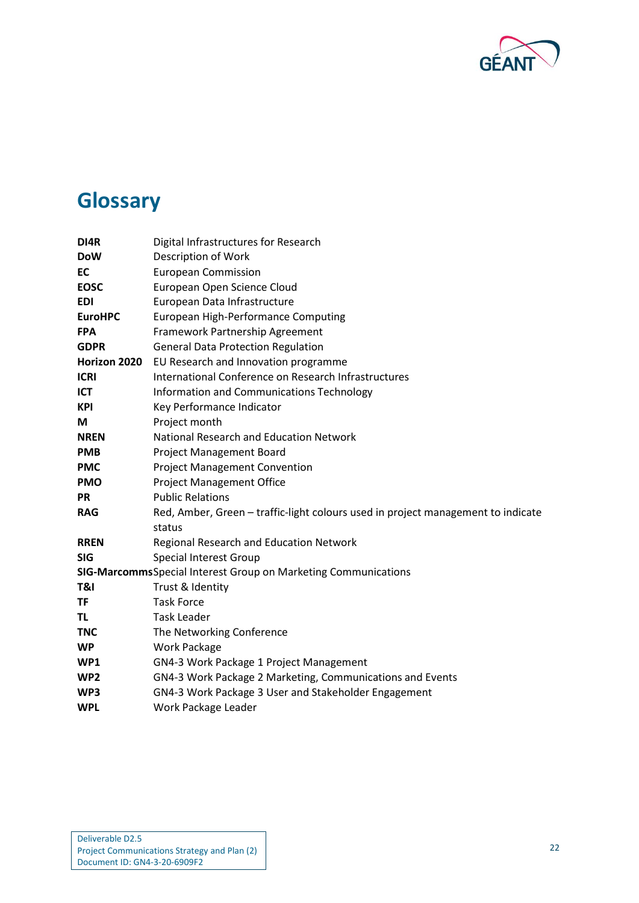# Glossary

| | |
|---|---|
| **DI4R** | Digital Infrastructures for Research |
| **DoW** | Description of Work |
| **EC** | European Commission |
| **EOSC** | European Open Science Cloud |
| **EDI** | European Data Infrastructure |
| **EuroHPC** | European High-Performance Computing |
| **FPA** | Framework Partnership Agreement |
| **GDPR** | General Data Protection Regulation |
| **Horizon 2020** | EU Research and Innovation programme |
| **ICRI** | International Conference on Research Infrastructures |
| **ICT** | Information and Communications Technology |
| **KPI** | Key Performance Indicator |
| **M** | Project month |
| **NREN** | National Research and Education Network |
| **PMB** | Project Management Board |
| **PMC** | Project Management Convention |
| **PMO** | Project Management Office |
| **PR** | Public Relations |
| **RAG** | Red, Amber, Green – traffic-light colours used in project management to indicate status |
| **RREN** | Regional Research and Education Network |
| **SIG** | Special Interest Group |
| **SIG-Marcomms** | Special Interest Group on Marketing Communications |
| **T&I** | Trust & Identity |
| **TF** | Task Force |
| **TL** | Task Leader |
| **TNC** | The Networking Conference |
| **WP** | Work Package |
| **WP1** | GN4-3 Work Package 1 Project Management |
| **WP2** | GN4-3 Work Package 2 Marketing, Communications and Events |
| **WP3** | GN4-3 Work Package 3 User and Stakeholder Engagement |
| **WPL** | Work Package Leader |